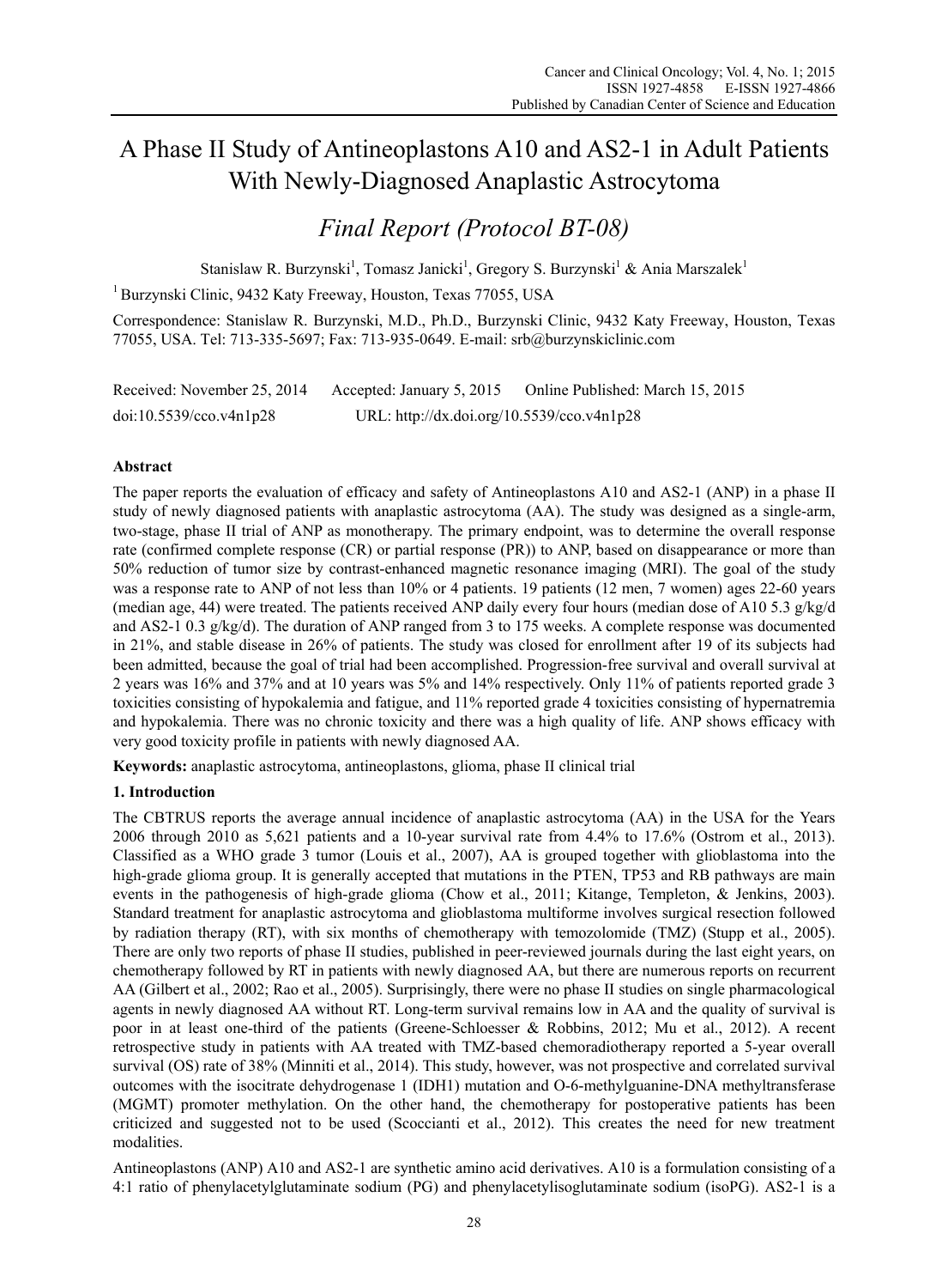# A Phase II Study of Antineoplastons A10 and AS2-1 in Adult Patients With Newly-Diagnosed Anaplastic Astrocytoma

## *Final Report (Protocol BT-08)*

Stanislaw R. Burzynski[1], Tomasz Janicki[1], Gregory S. Burzynski[1] & Ania Marszalek[1]

[1] Burzynski Clinic, 9432 Katy Freeway, Houston, Texas 77055, USA

Correspondence: Stanislaw R. Burzynski, M.D., Ph.D., Burzynski Clinic, 9432 Katy Freeway, Houston, Texas 77055, USA. Tel: 713-335-5697; Fax: 713-935-0649. E-mail: srb@burzynskiclinic.com

Received: November 25, 2014 Accepted: January 5, 2015 Online Published: March 15, 2015

doi:10.5539/cco.v4n1p28 URL: http://dx.doi.org/10.5539/cco.v4n1p28

**Abstract**

The paper reports the evaluation of efficacy and safety of Antineoplastons A10 and AS2-1 (ANP) in a phase II study of newly diagnosed patients with anaplastic astrocytoma (AA). The study was designed as a single-arm, two-stage, phase II trial of ANP as monotherapy. The primary endpoint, was to determine the overall response rate (confirmed complete response (CR) or partial response (PR)) to ANP, based on disappearance or more than 50% reduction of tumor size by contrast-enhanced magnetic resonance imaging (MRI). The goal of the study was a response rate to ANP of not less than 10% or 4 patients. 19 patients (12 men, 7 women) ages 22-60 years (median age, 44) were treated. The patients received ANP daily every four hours (median dose of A10 5.3 g/kg/d and AS2-1 0.3 g/kg/d). The duration of ANP ranged from 3 to 175 weeks. A complete response was documented in 21%, and stable disease in 26% of patients. The study was closed for enrollment after 19 of its subjects had been admitted, because the goal of trial had been accomplished. Progression-free survival and overall survival at 2 years was 16% and 37% and at 10 years was 5% and 14% respectively. Only 11% of patients reported grade 3 toxicities consisting of hypokalemia and fatigue, and 11% reported grade 4 toxicities consisting of hypernatremia and hypokalemia. There was no chronic toxicity and there was a high quality of life. ANP shows efficacy with very good toxicity profile in patients with newly diagnosed AA.

**Keywords:** anaplastic astrocytoma, antineoplastons, glioma, phase II clinical trial

## 1. Introduction

The CBTRUS reports the average annual incidence of anaplastic astrocytoma (AA) in the USA for the Years 2006 through 2010 as 5,621 patients and a 10-year survival rate from 4.4% to 17.6% (Ostrom et al., 2013). Classified as a WHO grade 3 tumor (Louis et al., 2007), AA is grouped together with glioblastoma into the high-grade glioma group. It is generally accepted that mutations in the PTEN, TP53 and RB pathways are main events in the pathogenesis of high-grade glioma (Chow et al., 2011; Kitange, Templeton, & Jenkins, 2003). Standard treatment for anaplastic astrocytoma and glioblastoma multiforme involves surgical resection followed by radiation therapy (RT), with six months of chemotherapy with temozolomide (TMZ) (Stupp et al., 2005). There are only two reports of phase II studies, published in peer-reviewed journals during the last eight years, on chemotherapy followed by RT in patients with newly diagnosed AA, but there are numerous reports on recurrent AA (Gilbert et al., 2002; Rao et al., 2005). Surprisingly, there were no phase II studies on single pharmacological agents in newly diagnosed AA without RT. Long-term survival remains low in AA and the quality of survival is poor in at least one-third of the patients (Greene-Schloesser & Robbins, 2012; Mu et al., 2012). A recent retrospective study in patients with AA treated with TMZ-based chemoradiotherapy reported a 5-year overall survival (OS) rate of 38% (Minniti et al., 2014). This study, however, was not prospective and correlated survival outcomes with the isocitrate dehydrogenase 1 (IDH1) mutation and O-6-methylguanine-DNA methyltransferase (MGMT) promoter methylation. On the other hand, the chemotherapy for postoperative patients has been criticized and suggested not to be used (Scoccianti et al., 2012). This creates the need for new treatment modalities.

Antineoplastons (ANP) A10 and AS2-1 are synthetic amino acid derivatives. A10 is a formulation consisting of a 4:1 ratio of phenylacetylglutaminate sodium (PG) and phenylacetylisoglutaminate sodium (isoPG). AS2-1 is a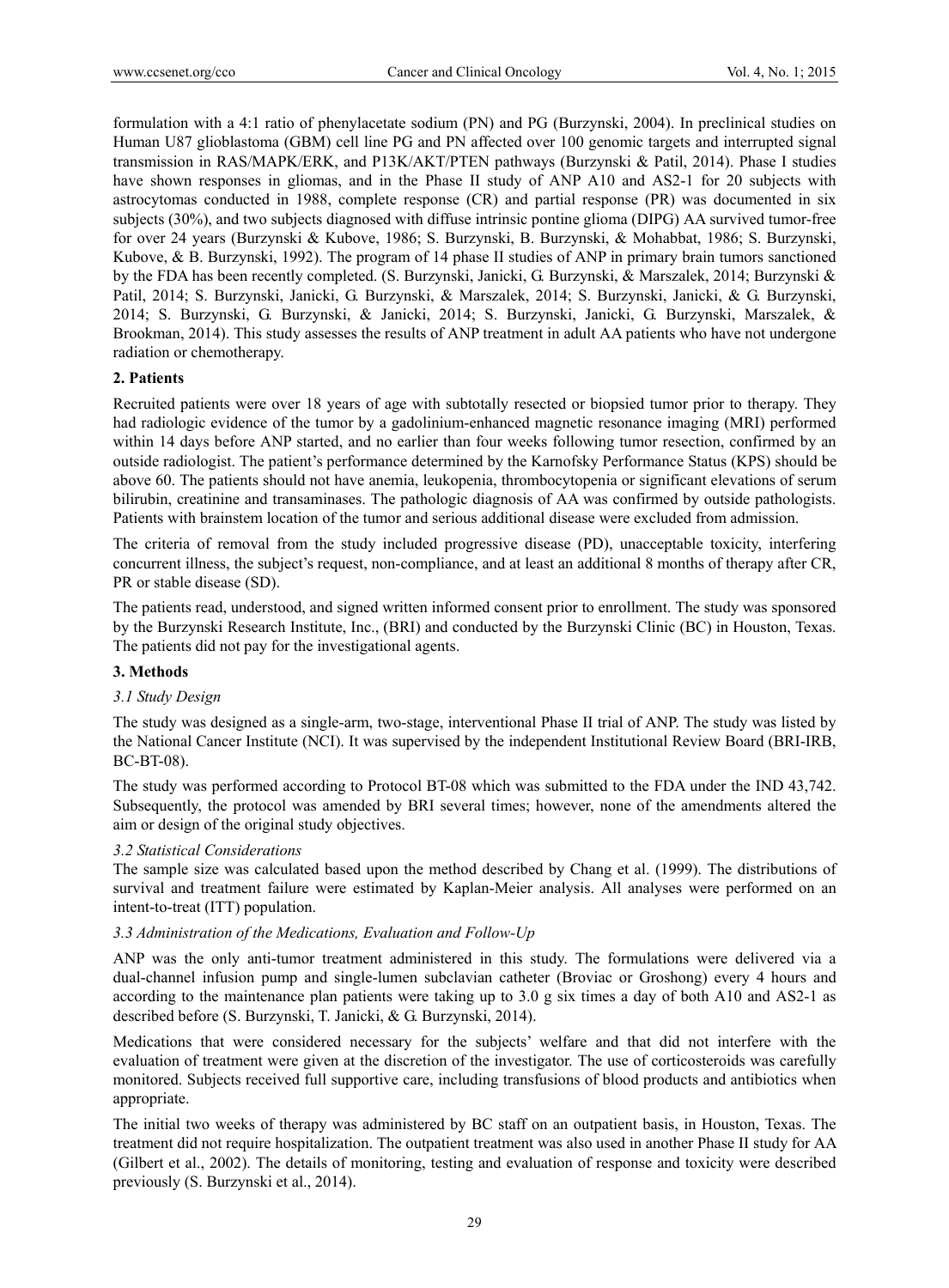formulation with a 4:1 ratio of phenylacetate sodium (PN) and PG (Burzynski, 2004). In preclinical studies on Human U87 glioblastoma (GBM) cell line PG and PN affected over 100 genomic targets and interrupted signal transmission in RAS/MAPK/ERK, and P13K/AKT/PTEN pathways (Burzynski & Patil, 2014). Phase I studies have shown responses in gliomas, and in the Phase II study of ANP A10 and AS2-1 for 20 subjects with astrocytomas conducted in 1988, complete response (CR) and partial response (PR) was documented in six subjects (30%), and two subjects diagnosed with diffuse intrinsic pontine glioma (DIPG) AA survived tumor-free for over 24 years (Burzynski & Kubove, 1986; S. Burzynski, B. Burzynski, & Mohabbat, 1986; S. Burzynski, Kubove, & B. Burzynski, 1992). The program of 14 phase II studies of ANP in primary brain tumors sanctioned by the FDA has been recently completed. (S. Burzynski, Janicki, G. Burzynski, & Marszalek, 2014; Burzynski & Patil, 2014; S. Burzynski, Janicki, G. Burzynski, & Marszalek, 2014; S. Burzynski, Janicki, & G. Burzynski, 2014; S. Burzynski, G. Burzynski, & Janicki, 2014; S. Burzynski, Janicki, G. Burzynski, Marszalek, & Brookman, 2014). This study assesses the results of ANP treatment in adult AA patients who have not undergone radiation or chemotherapy.

## 2. Patients

Recruited patients were over 18 years of age with subtotally resected or biopsied tumor prior to therapy. They had radiologic evidence of the tumor by a gadolinium-enhanced magnetic resonance imaging (MRI) performed within 14 days before ANP started, and no earlier than four weeks following tumor resection, confirmed by an outside radiologist. The patient's performance determined by the Karnofsky Performance Status (KPS) should be above 60. The patients should not have anemia, leukopenia, thrombocytopenia or significant elevations of serum bilirubin, creatinine and transaminases. The pathologic diagnosis of AA was confirmed by outside pathologists. Patients with brainstem location of the tumor and serious additional disease were excluded from admission.

The criteria of removal from the study included progressive disease (PD), unacceptable toxicity, interfering concurrent illness, the subject's request, non-compliance, and at least an additional 8 months of therapy after CR, PR or stable disease (SD).

The patients read, understood, and signed written informed consent prior to enrollment. The study was sponsored by the Burzynski Research Institute, Inc., (BRI) and conducted by the Burzynski Clinic (BC) in Houston, Texas. The patients did not pay for the investigational agents.

## 3. Methods

### *3.1 Study Design*

The study was designed as a single-arm, two-stage, interventional Phase II trial of ANP. The study was listed by the National Cancer Institute (NCI). It was supervised by the independent Institutional Review Board (BRI-IRB, BC-BT-08).

The study was performed according to Protocol BT-08 which was submitted to the FDA under the IND 43,742. Subsequently, the protocol was amended by BRI several times; however, none of the amendments altered the aim or design of the original study objectives.

### *3.2 Statistical Considerations*

The sample size was calculated based upon the method described by Chang et al. (1999). The distributions of survival and treatment failure were estimated by Kaplan-Meier analysis. All analyses were performed on an intent-to-treat (ITT) population.

### *3.3 Administration of the Medications, Evaluation and Follow-Up*

ANP was the only anti-tumor treatment administered in this study. The formulations were delivered via a dual-channel infusion pump and single-lumen subclavian catheter (Broviac or Groshong) every 4 hours and according to the maintenance plan patients were taking up to 3.0 g six times a day of both A10 and AS2-1 as described before (S. Burzynski, T. Janicki, & G. Burzynski, 2014).

Medications that were considered necessary for the subjects' welfare and that did not interfere with the evaluation of treatment were given at the discretion of the investigator. The use of corticosteroids was carefully monitored. Subjects received full supportive care, including transfusions of blood products and antibiotics when appropriate.

The initial two weeks of therapy was administered by BC staff on an outpatient basis, in Houston, Texas. The treatment did not require hospitalization. The outpatient treatment was also used in another Phase II study for AA (Gilbert et al., 2002). The details of monitoring, testing and evaluation of response and toxicity were described previously (S. Burzynski et al., 2014).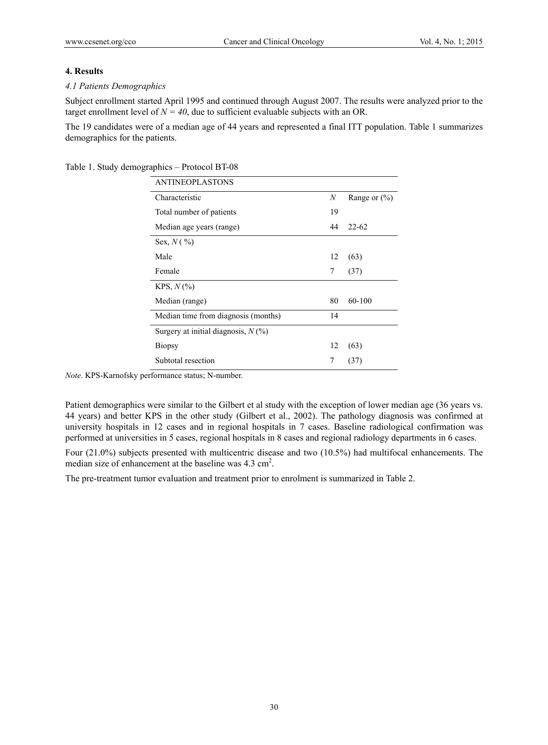## 4. Results

### *4.1 Patients Demographics*

Subject enrollment started April 1995 and continued through August 2007. The results were analyzed prior to the target enrollment level of $N = 40$, due to sufficient evaluable subjects with an OR.

The 19 candidates were of a median age of 44 years and represented a final ITT population. Table 1 summarizes demographics for the patients.

Table 1. Study demographics – Protocol BT-08

| ANTINEOPLASTONS | | |
|---|---|---|
| Characteristic | $N$ | Range or (%) |
| Total number of patients | 19 | |
| Median age years (range) | 44 | 22-62 |
| Sex, $N$ ( %) | | |
| Male | 12 | (63) |
| Female | 7 | (37) |
| KPS, $N$ (%) | | |
| Median (range) | 80 | 60-100 |
| Median time from diagnosis (months) | 14 | |
| Surgery at initial diagnosis, $N$ (%) | | |
| Biopsy | 12 | (63) |
| Subtotal resection | 7 | (37) |

*Note.* KPS-Karnofsky performance status; N-number.

Patient demographics were similar to the Gilbert et al study with the exception of lower median age (36 years vs. 44 years) and better KPS in the other study (Gilbert et al., 2002). The pathology diagnosis was confirmed at university hospitals in 12 cases and in regional hospitals in 7 cases. Baseline radiological confirmation was performed at universities in 5 cases, regional hospitals in 8 cases and regional radiology departments in 6 cases.

Four (21.0%) subjects presented with multicentric disease and two (10.5%) had multifocal enhancements. The median size of enhancement at the baseline was 4.3 $cm^2$.

The pre-treatment tumor evaluation and treatment prior to enrolment is summarized in Table 2.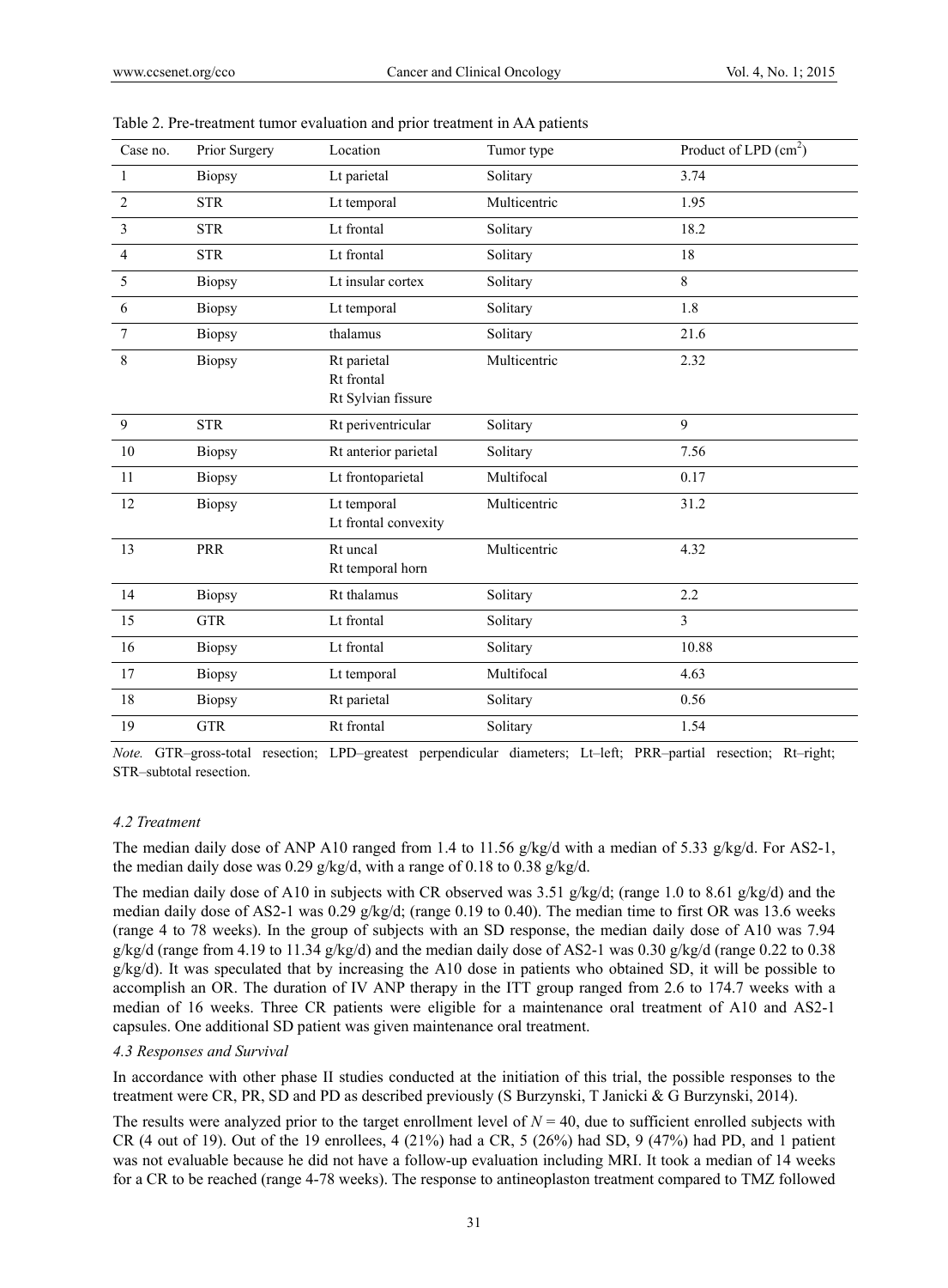Table 2. Pre-treatment tumor evaluation and prior treatment in AA patients

| Case no. | Prior Surgery | Location | Tumor type | Product of LPD ($cm^2$) |
|---|---|---|---|---|
| 1 | Biopsy | Lt parietal | Solitary | 3.74 |
| 2 | STR | Lt temporal | Multicentric | 1.95 |
| 3 | STR | Lt frontal | Solitary | 18.2 |
| 4 | STR | Lt frontal | Solitary | 18 |
| 5 | Biopsy | Lt insular cortex | Solitary | 8 |
| 6 | Biopsy | Lt temporal | Solitary | 1.8 |
| 7 | Biopsy | thalamus | Solitary | 21.6 |
| 8 | Biopsy | Rt parietal<br>Rt frontal<br>Rt Sylvian fissure | Multicentric | 2.32 |
| 9 | STR | Rt periventricular | Solitary | 9 |
| 10 | Biopsy | Rt anterior parietal | Solitary | 7.56 |
| 11 | Biopsy | Lt frontoparietal | Multifocal | 0.17 |
| 12 | Biopsy | Lt temporal<br>Lt frontal convexity | Multicentric | 31.2 |
| 13 | PRR | Rt uncal<br>Rt temporal horn | Multicentric | 4.32 |
| 14 | Biopsy | Rt thalamus | Solitary | 2.2 |
| 15 | GTR | Lt frontal | Solitary | 3 |
| 16 | Biopsy | Lt frontal | Solitary | 10.88 |
| 17 | Biopsy | Lt temporal | Multifocal | 4.63 |
| 18 | Biopsy | Rt parietal | Solitary | 0.56 |
| 19 | GTR | Rt frontal | Solitary | 1.54 |

*Note.* GTR–gross-total resection; LPD–greatest perpendicular diameters; Lt–left; PRR–partial resection; Rt–right; STR–subtotal resection.

### *4.2 Treatment*

The median daily dose of ANP A10 ranged from 1.4 to 11.56 g/kg/d with a median of 5.33 g/kg/d. For AS2-1, the median daily dose was 0.29 g/kg/d, with a range of 0.18 to 0.38 g/kg/d.

The median daily dose of A10 in subjects with CR observed was 3.51 g/kg/d; (range 1.0 to 8.61 g/kg/d) and the median daily dose of AS2-1 was 0.29 g/kg/d; (range 0.19 to 0.40). The median time to first OR was 13.6 weeks (range 4 to 78 weeks). In the group of subjects with an SD response, the median daily dose of A10 was 7.94 g/kg/d (range from 4.19 to 11.34 g/kg/d) and the median daily dose of AS2-1 was 0.30 g/kg/d (range 0.22 to 0.38 g/kg/d). It was speculated that by increasing the A10 dose in patients who obtained SD, it will be possible to accomplish an OR. The duration of IV ANP therapy in the ITT group ranged from 2.6 to 174.7 weeks with a median of 16 weeks. Three CR patients were eligible for a maintenance oral treatment of A10 and AS2-1 capsules. One additional SD patient was given maintenance oral treatment.

### *4.3 Responses and Survival*

In accordance with other phase II studies conducted at the initiation of this trial, the possible responses to the treatment were CR, PR, SD and PD as described previously (S Burzynski, T Janicki & G Burzynski, 2014).

The results were analyzed prior to the target enrollment level of $N = 40$, due to sufficient enrolled subjects with CR (4 out of 19). Out of the 19 enrollees, 4 (21%) had a CR, 5 (26%) had SD, 9 (47%) had PD, and 1 patient was not evaluable because he did not have a follow-up evaluation including MRI. It took a median of 14 weeks for a CR to be reached (range 4-78 weeks). The response to antineoplaston treatment compared to TMZ followed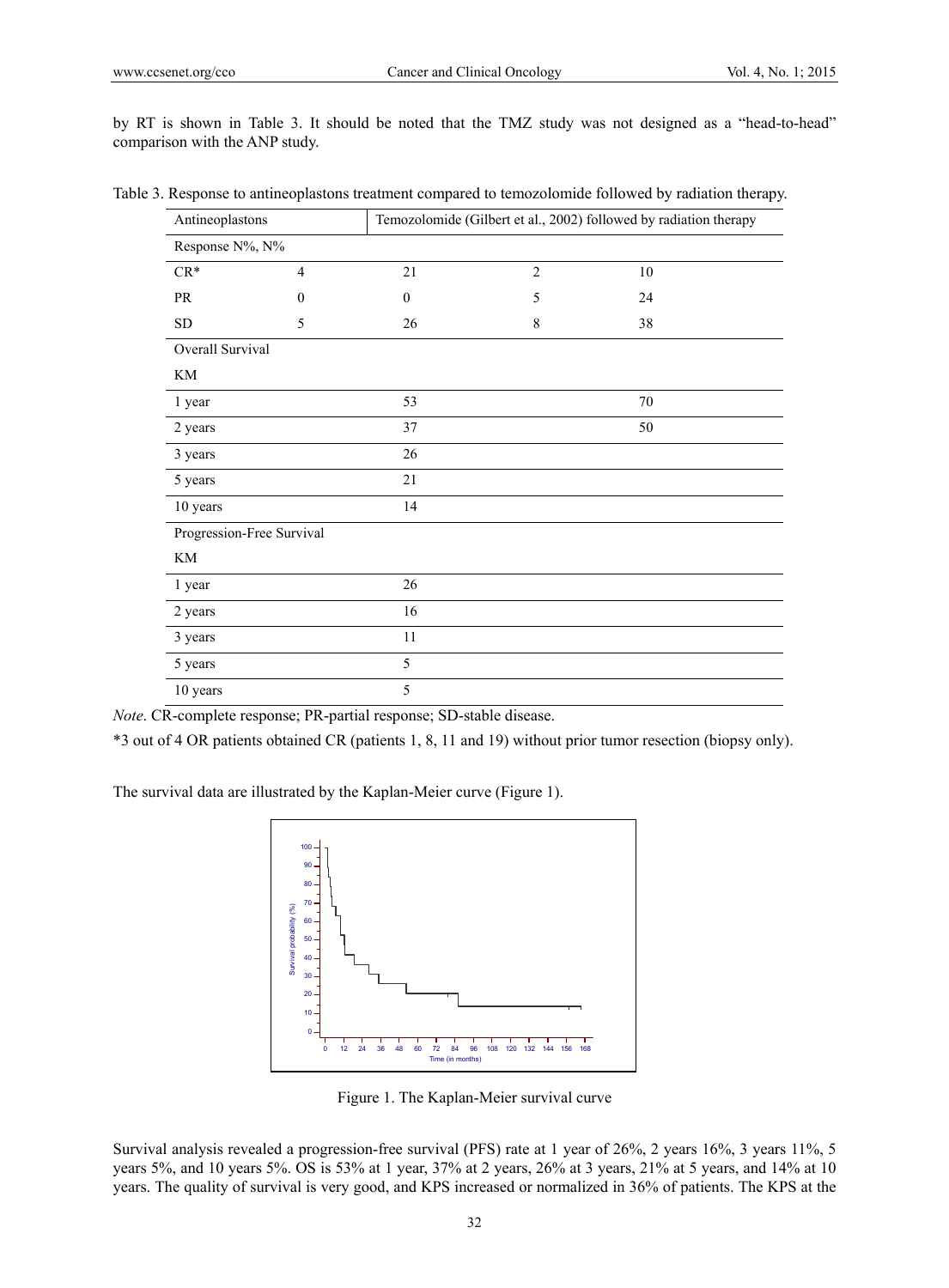by RT is shown in Table 3. It should be noted that the TMZ study was not designed as a "head-to-head" comparison with the ANP study.

Table 3. Response to antineoplastons treatment compared to temozolomide followed by radiation therapy.

| Antineoplastons | | | Temozolomide (Gilbert et al., 2002) followed by radiation therapy | |
|---|---|---|---|---|
| Response N%, N% | | | | |
| CR* | 4 | 21 | 2 | 10 |
| PR | 0 | 0 | 5 | 24 |
| SD | 5 | 26 | 8 | 38 |
| Overall Survival | | | | |
| KM | | | | |
| 1 year | | 53 | | 70 |
| 2 years | | 37 | | 50 |
| 3 years | | 26 | | |
| 5 years | | 21 | | |
| 10 years | | 14 | | |
| Progression-Free Survival | | | | |
| KM | | | | |
| 1 year | | 26 | | |
| 2 years | | 16 | | |
| 3 years | | 11 | | |
| 5 years | | 5 | | |
| 10 years | | 5 | | |

*Note*. CR-complete response; PR-partial response; SD-stable disease.

*3 out of 4 OR patients obtained CR (patients 1, 8, 11 and 19) without prior tumor resection (biopsy only).

The survival data are illustrated by the Kaplan-Meier curve (Figure 1).

Figure 1. The Kaplan-Meier survival curve

Survival analysis revealed a progression-free survival (PFS) rate at 1 year of 26%, 2 years 16%, 3 years 11%, 5 years 5%, and 10 years 5%. OS is 53% at 1 year, 37% at 2 years, 26% at 3 years, 21% at 5 years, and 14% at 10 years. The quality of survival is very good, and KPS increased or normalized in 36% of patients. The KPS at the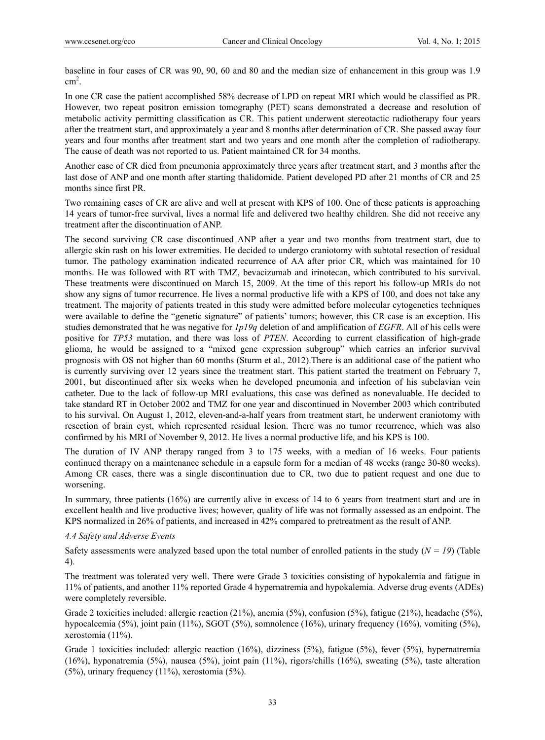baseline in four cases of CR was 90, 90, 60 and 80 and the median size of enhancement in this group was 1.9 $cm^2$.

In one CR case the patient accomplished 58% decrease of LPD on repeat MRI which would be classified as PR. However, two repeat positron emission tomography (PET) scans demonstrated a decrease and resolution of metabolic activity permitting classification as CR. This patient underwent stereotactic radiotherapy four years after the treatment start, and approximately a year and 8 months after determination of CR. She passed away four years and four months after treatment start and two years and one month after the completion of radiotherapy. The cause of death was not reported to us. Patient maintained CR for 34 months.

Another case of CR died from pneumonia approximately three years after treatment start, and 3 months after the last dose of ANP and one month after starting thalidomide. Patient developed PD after 21 months of CR and 25 months since first PR.

Two remaining cases of CR are alive and well at present with KPS of 100. One of these patients is approaching 14 years of tumor-free survival, lives a normal life and delivered two healthy children. She did not receive any treatment after the discontinuation of ANP.

The second surviving CR case discontinued ANP after a year and two months from treatment start, due to allergic skin rash on his lower extremities. He decided to undergo craniotomy with subtotal resection of residual tumor. The pathology examination indicated recurrence of AA after prior CR, which was maintained for 10 months. He was followed with RT with TMZ, bevacizumab and irinotecan, which contributed to his survival. These treatments were discontinued on March 15, 2009. At the time of this report his follow-up MRIs do not show any signs of tumor recurrence. He lives a normal productive life with a KPS of 100, and does not take any treatment. The majority of patients treated in this study were admitted before molecular cytogenetics techniques were available to define the "genetic signature" of patients' tumors; however, this CR case is an exception. His studies demonstrated that he was negative for *1p19q* deletion of and amplification of *EGFR*. All of his cells were positive for *TP53* mutation, and there was loss of *PTEN*. According to current classification of high-grade glioma, he would be assigned to a "mixed gene expression subgroup" which carries an inferior survival prognosis with OS not higher than 60 months (Sturm et al., 2012).There is an additional case of the patient who is currently surviving over 12 years since the treatment start. This patient started the treatment on February 7, 2001, but discontinued after six weeks when he developed pneumonia and infection of his subclavian vein catheter. Due to the lack of follow-up MRI evaluations, this case was defined as nonevaluable. He decided to take standard RT in October 2002 and TMZ for one year and discontinued in November 2003 which contributed to his survival. On August 1, 2012, eleven-and-a-half years from treatment start, he underwent craniotomy with resection of brain cyst, which represented residual lesion. There was no tumor recurrence, which was also confirmed by his MRI of November 9, 2012. He lives a normal productive life, and his KPS is 100.

The duration of IV ANP therapy ranged from 3 to 175 weeks, with a median of 16 weeks. Four patients continued therapy on a maintenance schedule in a capsule form for a median of 48 weeks (range 30-80 weeks). Among CR cases, there was a single discontinuation due to CR, two due to patient request and one due to worsening.

In summary, three patients (16%) are currently alive in excess of 14 to 6 years from treatment start and are in excellent health and live productive lives; however, quality of life was not formally assessed as an endpoint. The KPS normalized in 26% of patients, and increased in 42% compared to pretreatment as the result of ANP.

*4.4 Safety and Adverse Events*

Safety assessments were analyzed based upon the total number of enrolled patients in the study ($N = 19$) (Table 4).

The treatment was tolerated very well. There were Grade 3 toxicities consisting of hypokalemia and fatigue in 11% of patients, and another 11% reported Grade 4 hypernatremia and hypokalemia. Adverse drug events (ADEs) were completely reversible.

Grade 2 toxicities included: allergic reaction (21%), anemia (5%), confusion (5%), fatigue (21%), headache (5%), hypocalcemia (5%), joint pain (11%), SGOT (5%), somnolence (16%), urinary frequency (16%), vomiting (5%), xerostomia (11%).

Grade 1 toxicities included: allergic reaction (16%), dizziness (5%), fatigue (5%), fever (5%), hypernatremia (16%), hyponatremia (5%), nausea (5%), joint pain (11%), rigors/chills (16%), sweating (5%), taste alteration (5%), urinary frequency (11%), xerostomia (5%).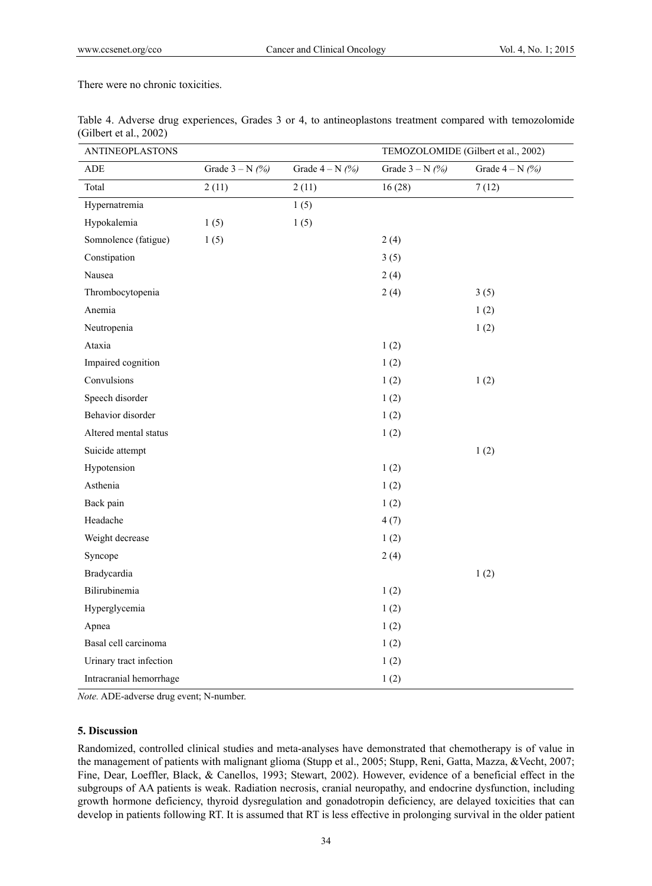There were no chronic toxicities.

Table 4. Adverse drug experiences, Grades 3 or 4, to antineoplastons treatment compared with temozolomide (Gilbert et al., 2002)

| ANTINEOPLASTONS | | | TEMOZOLOMIDE (Gilbert et al., 2002) | |
|---|---|---|---|---|
| ADE | Grade 3 – N *(%)* | Grade 4 – N *(%)* | Grade 3 – N *(%)* | Grade 4 – N *(%)* |
| Total | 2 (11) | 2 (11) | 16 (28) | 7 (12) |
| Hypernatremia | | 1 (5) | | |
| Hypokalemia | 1 (5) | 1 (5) | | |
| Somnolence (fatigue) | 1 (5) | | 2 (4) | |
| Constipation | | | 3 (5) | |
| Nausea | | | 2 (4) | |
| Thrombocytopenia | | | 2 (4) | 3 (5) |
| Anemia | | | | 1 (2) |
| Neutropenia | | | | 1 (2) |
| Ataxia | | | 1 (2) | |
| Impaired cognition | | | 1 (2) | |
| Convulsions | | | 1 (2) | 1 (2) |
| Speech disorder | | | 1 (2) | |
| Behavior disorder | | | 1 (2) | |
| Altered mental status | | | 1 (2) | |
| Suicide attempt | | | | 1 (2) |
| Hypotension | | | 1 (2) | |
| Asthenia | | | 1 (2) | |
| Back pain | | | 1 (2) | |
| Headache | | | 4 (7) | |
| Weight decrease | | | 1 (2) | |
| Syncope | | | 2 (4) | |
| Bradycardia | | | | 1 (2) |
| Bilirubinemia | | | 1 (2) | |
| Hyperglycemia | | | 1 (2) | |
| Apnea | | | 1 (2) | |
| Basal cell carcinoma | | | 1 (2) | |
| Urinary tract infection | | | 1 (2) | |
| Intracranial hemorrhage | | | 1 (2) | |

*Note.* ADE-adverse drug event; N-number.

## 5. Discussion

Randomized, controlled clinical studies and meta-analyses have demonstrated that chemotherapy is of value in the management of patients with malignant glioma (Stupp et al., 2005; Stupp, Reni, Gatta, Mazza, &Vecht, 2007; Fine, Dear, Loeffler, Black, & Canellos, 1993; Stewart, 2002). However, evidence of a beneficial effect in the subgroups of AA patients is weak. Radiation necrosis, cranial neuropathy, and endocrine dysfunction, including growth hormone deficiency, thyroid dysregulation and gonadotropin deficiency, are delayed toxicities that can develop in patients following RT. It is assumed that RT is less effective in prolonging survival in the older patient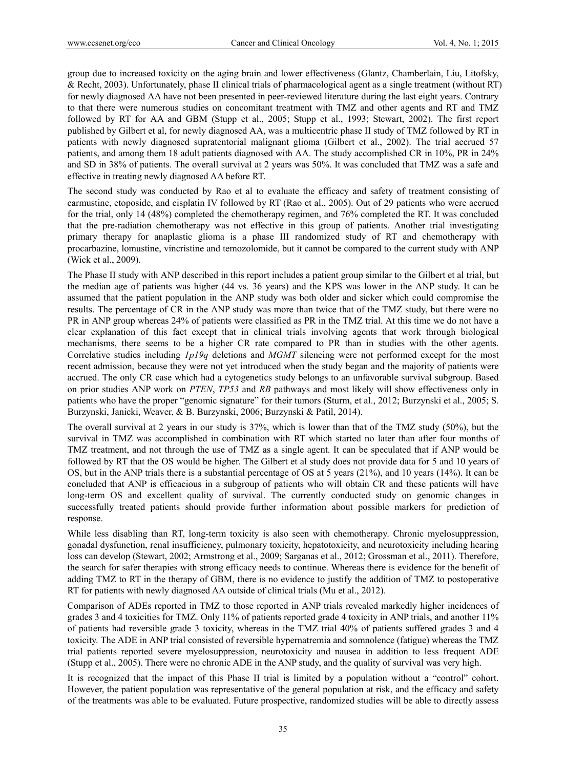group due to increased toxicity on the aging brain and lower effectiveness (Glantz, Chamberlain, Liu, Litofsky, & Recht, 2003). Unfortunately, phase II clinical trials of pharmacological agent as a single treatment (without RT) for newly diagnosed AA have not been presented in peer-reviewed literature during the last eight years. Contrary to that there were numerous studies on concomitant treatment with TMZ and other agents and RT and TMZ followed by RT for AA and GBM (Stupp et al., 2005; Stupp et al., 1993; Stewart, 2002). The first report published by Gilbert et al, for newly diagnosed AA, was a multicentric phase II study of TMZ followed by RT in patients with newly diagnosed supratentorial malignant glioma (Gilbert et al., 2002). The trial accrued 57 patients, and among them 18 adult patients diagnosed with AA. The study accomplished CR in 10%, PR in 24% and SD in 38% of patients. The overall survival at 2 years was 50%. It was concluded that TMZ was a safe and effective in treating newly diagnosed AA before RT.

The second study was conducted by Rao et al to evaluate the efficacy and safety of treatment consisting of carmustine, etoposide, and cisplatin IV followed by RT (Rao et al., 2005). Out of 29 patients who were accrued for the trial, only 14 (48%) completed the chemotherapy regimen, and 76% completed the RT. It was concluded that the pre-radiation chemotherapy was not effective in this group of patients. Another trial investigating primary therapy for anaplastic glioma is a phase III randomized study of RT and chemotherapy with procarbazine, lomustine, vincristine and temozolomide, but it cannot be compared to the current study with ANP (Wick et al., 2009).

The Phase II study with ANP described in this report includes a patient group similar to the Gilbert et al trial, but the median age of patients was higher (44 vs. 36 years) and the KPS was lower in the ANP study. It can be assumed that the patient population in the ANP study was both older and sicker which could compromise the results. The percentage of CR in the ANP study was more than twice that of the TMZ study, but there were no PR in ANP group whereas 24% of patients were classified as PR in the TMZ trial. At this time we do not have a clear explanation of this fact except that in clinical trials involving agents that work through biological mechanisms, there seems to be a higher CR rate compared to PR than in studies with the other agents. Correlative studies including *1p19q* deletions and *MGMT* silencing were not performed except for the most recent admission, because they were not yet introduced when the study began and the majority of patients were accrued. The only CR case which had a cytogenetics study belongs to an unfavorable survival subgroup. Based on prior studies ANP work on *PTEN*, *TP53* and *RB* pathways and most likely will show effectiveness only in patients who have the proper "genomic signature" for their tumors (Sturm, et al., 2012; Burzynski et al., 2005; S. Burzynski, Janicki, Weaver, & B. Burzynski, 2006; Burzynski & Patil, 2014).

The overall survival at 2 years in our study is 37%, which is lower than that of the TMZ study (50%), but the survival in TMZ was accomplished in combination with RT which started no later than after four months of TMZ treatment, and not through the use of TMZ as a single agent. It can be speculated that if ANP would be followed by RT that the OS would be higher. The Gilbert et al study does not provide data for 5 and 10 years of OS, but in the ANP trials there is a substantial percentage of OS at 5 years (21%), and 10 years (14%). It can be concluded that ANP is efficacious in a subgroup of patients who will obtain CR and these patients will have long-term OS and excellent quality of survival. The currently conducted study on genomic changes in successfully treated patients should provide further information about possible markers for prediction of response.

While less disabling than RT, long-term toxicity is also seen with chemotherapy. Chronic myelosuppression, gonadal dysfunction, renal insufficiency, pulmonary toxicity, hepatotoxicity, and neurotoxicity including hearing loss can develop (Stewart, 2002; Armstrong et al., 2009; Sarganas et al., 2012; Grossman et al., 2011). Therefore, the search for safer therapies with strong efficacy needs to continue. Whereas there is evidence for the benefit of adding TMZ to RT in the therapy of GBM, there is no evidence to justify the addition of TMZ to postoperative RT for patients with newly diagnosed AA outside of clinical trials (Mu et al., 2012).

Comparison of ADEs reported in TMZ to those reported in ANP trials revealed markedly higher incidences of grades 3 and 4 toxicities for TMZ. Only 11% of patients reported grade 4 toxicity in ANP trials, and another 11% of patients had reversible grade 3 toxicity, whereas in the TMZ trial 40% of patients suffered grades 3 and 4 toxicity. The ADE in ANP trial consisted of reversible hypernatremia and somnolence (fatigue) whereas the TMZ trial patients reported severe myelosuppression, neurotoxicity and nausea in addition to less frequent ADE (Stupp et al., 2005). There were no chronic ADE in the ANP study, and the quality of survival was very high.

It is recognized that the impact of this Phase II trial is limited by a population without a "control" cohort. However, the patient population was representative of the general population at risk, and the efficacy and safety of the treatments was able to be evaluated. Future prospective, randomized studies will be able to directly assess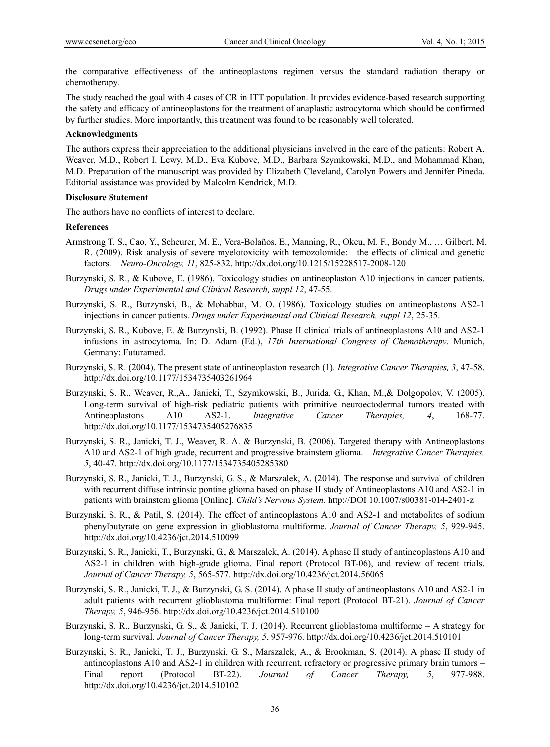the comparative effectiveness of the antineoplastons regimen versus the standard radiation therapy or chemotherapy.

The study reached the goal with 4 cases of CR in ITT population. It provides evidence-based research supporting the safety and efficacy of antineoplastons for the treatment of anaplastic astrocytoma which should be confirmed by further studies. More importantly, this treatment was found to be reasonably well tolerated.

### Acknowledgments

The authors express their appreciation to the additional physicians involved in the care of the patients: Robert A. Weaver, M.D., Robert I. Lewy, M.D., Eva Kubove, M.D., Barbara Szymkowski, M.D., and Mohammad Khan, M.D. Preparation of the manuscript was provided by Elizabeth Cleveland, Carolyn Powers and Jennifer Pineda. Editorial assistance was provided by Malcolm Kendrick, M.D.

### Disclosure Statement

The authors have no conflicts of interest to declare.

### References

Armstrong T. S., Cao, Y., Scheurer, M. E., Vera-Bolaños, E., Manning, R., Okcu, M. F., Bondy M., … Gilbert, M. R. (2009). Risk analysis of severe myelotoxicity with temozolomide: the effects of clinical and genetic factors. *Neuro-Oncology, 11*, 825-832. http://dx.doi.org/10.1215/15228517-2008-120

Burzynski, S. R., & Kubove, E. (1986). Toxicology studies on antineoplaston A10 injections in cancer patients. *Drugs under Experimental and Clinical Research, suppl 12*, 47-55.

Burzynski, S. R., Burzynski, B., & Mohabbat, M. O. (1986). Toxicology studies on antineoplastons AS2-1 injections in cancer patients. *Drugs under Experimental and Clinical Research, suppl 12*, 25-35.

Burzynski, S. R., Kubove, E. & Burzynski, B. (1992). Phase II clinical trials of antineoplastons A10 and AS2-1 infusions in astrocytoma. In: D. Adam (Ed.), *17th International Congress of Chemotherapy*. Munich, Germany: Futuramed.

Burzynski, S. R. (2004). The present state of antineoplaston research (1). *Integrative Cancer Therapies, 3*, 47-58. http://dx.doi.org/10.1177/1534735403261964

Burzynski, S. R., Weaver, R.,A., Janicki, T., Szymkowski, B., Jurida, G., Khan, M.,& Dolgopolov, V. (2005). Long-term survival of high-risk pediatric patients with primitive neuroectodermal tumors treated with Antineoplastons A10 AS2-1. *Integrative Cancer Therapies, 4*, 168-77. http://dx.doi.org/10.1177/1534735405276835

Burzynski, S. R., Janicki, T. J., Weaver, R. A. & Burzynski, B. (2006). Targeted therapy with Antineoplastons A10 and AS2-1 of high grade, recurrent and progressive brainstem glioma. *Integrative Cancer Therapies, 5*, 40-47. http://dx.doi.org/10.1177/1534735405285380

Burzynski, S. R., Janicki, T. J., Burzynski, G. S., & Marszalek, A. (2014). The response and survival of children with recurrent diffuse intrinsic pontine glioma based on phase II study of Antineoplastons A10 and AS2-1 in patients with brainstem glioma [Online]. *Child's Nervous System*. http://DOI 10.1007/s00381-014-2401-z

Burzynski, S. R., & Patil, S. (2014). The effect of antineoplastons A10 and AS2-1 and metabolites of sodium phenylbutyrate on gene expression in glioblastoma multiforme. *Journal of Cancer Therapy, 5*, 929-945. http://dx.doi.org/10.4236/jct.2014.510099

Burzynski, S. R., Janicki, T., Burzynski, G., & Marszalek, A. (2014). A phase II study of antineoplastons A10 and AS2-1 in children with high-grade glioma. Final report (Protocol BT-06), and review of recent trials. *Journal of Cancer Therapy, 5*, 565-577. http://dx.doi.org/10.4236/jct.2014.56065

Burzynski, S. R., Janicki, T. J., & Burzynski, G. S. (2014). A phase II study of antineoplastons A10 and AS2-1 in adult patients with recurrent glioblastoma multiforme: Final report (Protocol BT-21). *Journal of Cancer Therapy, 5*, 946-956. http://dx.doi.org/10.4236/jct.2014.510100

Burzynski, S. R., Burzynski, G. S., & Janicki, T. J. (2014). Recurrent glioblastoma multiforme – A strategy for long-term survival. *Journal of Cancer Therapy, 5*, 957-976. http://dx.doi.org/10.4236/jct.2014.510101

Burzynski, S. R., Janicki, T. J., Burzynski, G. S., Marszalek, A., & Brookman, S. (2014). A phase II study of antineoplastons A10 and AS2-1 in children with recurrent, refractory or progressive primary brain tumors – Final report (Protocol BT-22). *Journal of Cancer Therapy, 5*, 977-988. http://dx.doi.org/10.4236/jct.2014.510102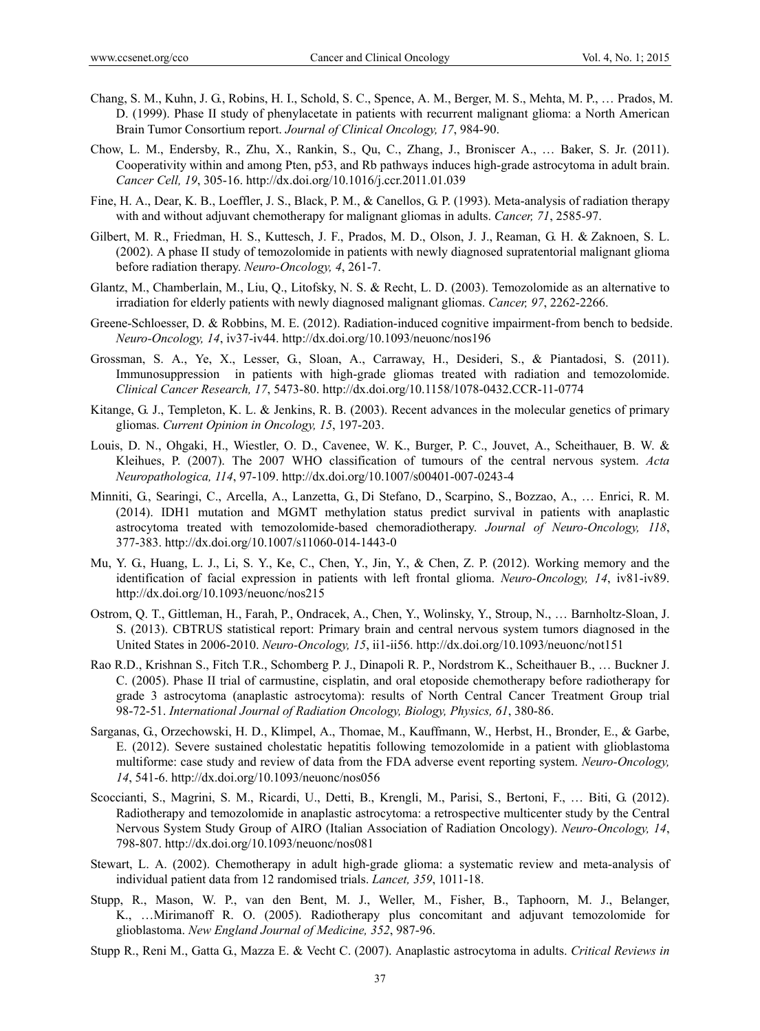Chang, S. M., Kuhn, J. G., Robins, H. I., Schold, S. C., Spence, A. M., Berger, M. S., Mehta, M. P., … Prados, M. D. (1999). Phase II study of phenylacetate in patients with recurrent malignant glioma: a North American Brain Tumor Consortium report. *Journal of Clinical Oncology, 17*, 984-90.

Chow, L. M., Endersby, R., Zhu, X., Rankin, S., Qu, C., Zhang, J., Broniscer A., … Baker, S. Jr. (2011). Cooperativity within and among Pten, p53, and Rb pathways induces high-grade astrocytoma in adult brain. *Cancer Cell, 19*, 305-16. http://dx.doi.org/10.1016/j.ccr.2011.01.039

Fine, H. A., Dear, K. B., Loeffler, J. S., Black, P. M., & Canellos, G. P. (1993). Meta-analysis of radiation therapy with and without adjuvant chemotherapy for malignant gliomas in adults. *Cancer, 71*, 2585-97.

Gilbert, M. R., Friedman, H. S., Kuttesch, J. F., Prados, M. D., Olson, J. J., Reaman, G. H. & Zaknoen, S. L. (2002). A phase II study of temozolomide in patients with newly diagnosed supratentorial malignant glioma before radiation therapy. *Neuro-Oncology, 4*, 261-7.

Glantz, M., Chamberlain, M., Liu, Q., Litofsky, N. S. & Recht, L. D. (2003). Temozolomide as an alternative to irradiation for elderly patients with newly diagnosed malignant gliomas. *Cancer, 97*, 2262-2266.

Greene-Schloesser, D. & Robbins, M. E. (2012). Radiation-induced cognitive impairment-from bench to bedside. *Neuro-Oncology, 14*, iv37-iv44. http://dx.doi.org/10.1093/neuonc/nos196

Grossman, S. A., Ye, X., Lesser, G., Sloan, A., Carraway, H., Desideri, S., & Piantadosi, S. (2011). Immunosuppression in patients with high-grade gliomas treated with radiation and temozolomide. *Clinical Cancer Research, 17*, 5473-80. http://dx.doi.org/10.1158/1078-0432.CCR-11-0774

Kitange, G. J., Templeton, K. L. & Jenkins, R. B. (2003). Recent advances in the molecular genetics of primary gliomas. *Current Opinion in Oncology, 15*, 197-203.

Louis, D. N., Ohgaki, H., Wiestler, O. D., Cavenee, W. K., Burger, P. C., Jouvet, A., Scheithauer, B. W. & Kleihues, P. (2007). The 2007 WHO classification of tumours of the central nervous system. *Acta Neuropathologica, 114*, 97-109. http://dx.doi.org/10.1007/s00401-007-0243-4

Minniti, G., Searingi, C., Arcella, A., Lanzetta, G., Di Stefano, D., Scarpino, S., Bozzao, A., … Enrici, R. M. (2014). IDH1 mutation and MGMT methylation status predict survival in patients with anaplastic astrocytoma treated with temozolomide-based chemoradiotherapy. *Journal of Neuro-Oncology, 118*, 377-383. http://dx.doi.org/10.1007/s11060-014-1443-0

Mu, Y. G., Huang, L. J., Li, S. Y., Ke, C., Chen, Y., Jin, Y., & Chen, Z. P. (2012). Working memory and the identification of facial expression in patients with left frontal glioma. *Neuro-Oncology, 14*, iv81-iv89. http://dx.doi.org/10.1093/neuonc/nos215

Ostrom, Q. T., Gittleman, H., Farah, P., Ondracek, A., Chen, Y., Wolinsky, Y., Stroup, N., … Barnholtz-Sloan, J. S. (2013). CBTRUS statistical report: Primary brain and central nervous system tumors diagnosed in the United States in 2006-2010. *Neuro-Oncology, 15*, ii1-ii56. http://dx.doi.org/10.1093/neuonc/not151

Rao R.D., Krishnan S., Fitch T.R., Schomberg P. J., Dinapoli R. P., Nordstrom K., Scheithauer B., … Buckner J. C. (2005). Phase II trial of carmustine, cisplatin, and oral etoposide chemotherapy before radiotherapy for grade 3 astrocytoma (anaplastic astrocytoma): results of North Central Cancer Treatment Group trial 98-72-51. *International Journal of Radiation Oncology, Biology, Physics, 61*, 380-86.

Sarganas, G., Orzechowski, H. D., Klimpel, A., Thomae, M., Kauffmann, W., Herbst, H., Bronder, E., & Garbe, E. (2012). Severe sustained cholestatic hepatitis following temozolomide in a patient with glioblastoma multiforme: case study and review of data from the FDA adverse event reporting system. *Neuro-Oncology, 14*, 541-6. http://dx.doi.org/10.1093/neuonc/nos056

Scoccianti, S., Magrini, S. M., Ricardi, U., Detti, B., Krengli, M., Parisi, S., Bertoni, F., … Biti, G. (2012). Radiotherapy and temozolomide in anaplastic astrocytoma: a retrospective multicenter study by the Central Nervous System Study Group of AIRO (Italian Association of Radiation Oncology). *Neuro-Oncology, 14*, 798-807. http://dx.doi.org/10.1093/neuonc/nos081

Stewart, L. A. (2002). Chemotherapy in adult high-grade glioma: a systematic review and meta-analysis of individual patient data from 12 randomised trials. *Lancet, 359*, 1011-18.

Stupp, R., Mason, W. P., van den Bent, M. J., Weller, M., Fisher, B., Taphoorn, M. J., Belanger, K., …Mirimanoff R. O. (2005). Radiotherapy plus concomitant and adjuvant temozolomide for glioblastoma. *New England Journal of Medicine, 352*, 987-96.

Stupp R., Reni M., Gatta G., Mazza E. & Vecht C. (2007). Anaplastic astrocytoma in adults. *Critical Reviews in*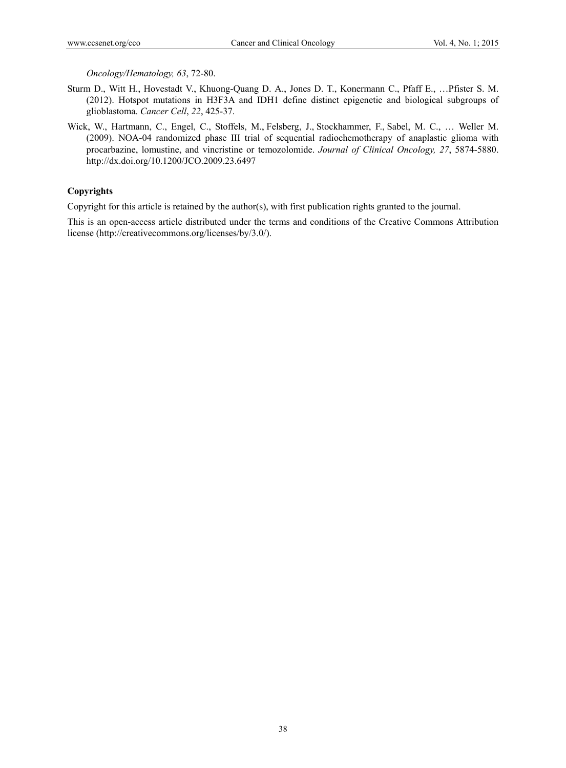*Oncology/Hematology, 63*, 72-80.

Sturm D., Witt H., Hovestadt V., Khuong-Quang D. A., Jones D. T., Konermann C., Pfaff E., …Pfister S. M. (2012). Hotspot mutations in H3F3A and IDH1 define distinct epigenetic and biological subgroups of glioblastoma. *Cancer Cell*, *22*, 425-37.

Wick, W., Hartmann, C., Engel, C., Stoffels, M., Felsberg, J., Stockhammer, F., Sabel, M. C., … Weller M. (2009). NOA-04 randomized phase III trial of sequential radiochemotherapy of anaplastic glioma with procarbazine, lomustine, and vincristine or temozolomide. *Journal of Clinical Oncology, 27*, 5874-5880. http://dx.doi.org/10.1200/JCO.2009.23.6497

**Copyrights**

Copyright for this article is retained by the author(s), with first publication rights granted to the journal.

This is an open-access article distributed under the terms and conditions of the Creative Commons Attribution license (http://creativecommons.org/licenses/by/3.0/).